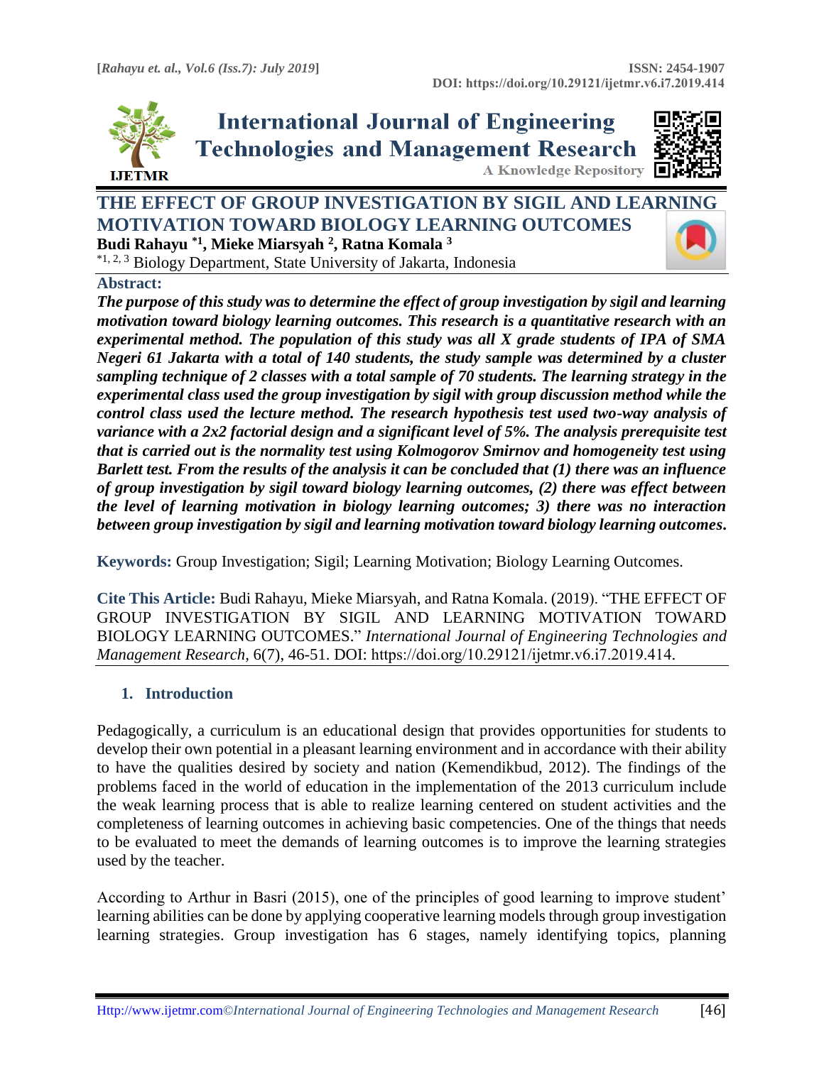# THE EFFECT OF GROUP INVESTIGATION BY SIGIL AND LEARNING MOTIVATION TOWARD BIOLOGY LEARNING OUTCOMES

**Budi Rahayu [*1], Mieke Miarsyah [2], Ratna Komala [3]**

[*1, 2, 3] Biology Department, State University of Jakarta, Indonesia

## Abstract:

***The purpose of this study was to determine the effect of group investigation by sigil and learning motivation toward biology learning outcomes. This research is a quantitative research with an experimental method. The population of this study was all X grade students of IPA of SMA Negeri 61 Jakarta with a total of 140 students, the study sample was determined by a cluster sampling technique of 2 classes with a total sample of 70 students. The learning strategy in the experimental class used the group investigation by sigil with group discussion method while the control class used the lecture method. The research hypothesis test used two-way analysis of variance with a 2x2 factorial design and a significant level of 5%. The analysis prerequisite test that is carried out is the normality test using Kolmogorov Smirnov and homogeneity test using Barlett test. From the results of the analysis it can be concluded that (1) there was an influence of group investigation by sigil toward biology learning outcomes, (2) there was effect between the level of learning motivation in biology learning outcomes; 3) there was no interaction between group investigation by sigil and learning motivation toward biology learning outcomes.***

**Keywords:** Group Investigation; Sigil; Learning Motivation; Biology Learning Outcomes.

**Cite This Article:** Budi Rahayu, Mieke Miarsyah, and Ratna Komala. (2019). "THE EFFECT OF GROUP INVESTIGATION BY SIGIL AND LEARNING MOTIVATION TOWARD BIOLOGY LEARNING OUTCOMES." *International Journal of Engineering Technologies and Management Research,* 6(7), 46-51. DOI: https://doi.org/10.29121/ijetmr.v6.i7.2019.414.

## 1. Introduction

Pedagogically, a curriculum is an educational design that provides opportunities for students to develop their own potential in a pleasant learning environment and in accordance with their ability to have the qualities desired by society and nation (Kemendikbud, 2012). The findings of the problems faced in the world of education in the implementation of the 2013 curriculum include the weak learning process that is able to realize learning centered on student activities and the completeness of learning outcomes in achieving basic competencies. One of the things that needs to be evaluated to meet the demands of learning outcomes is to improve the learning strategies used by the teacher.

According to Arthur in Basri (2015), one of the principles of good learning to improve student' learning abilities can be done by applying cooperative learning models through group investigation learning strategies. Group investigation has 6 stages, namely identifying topics, planning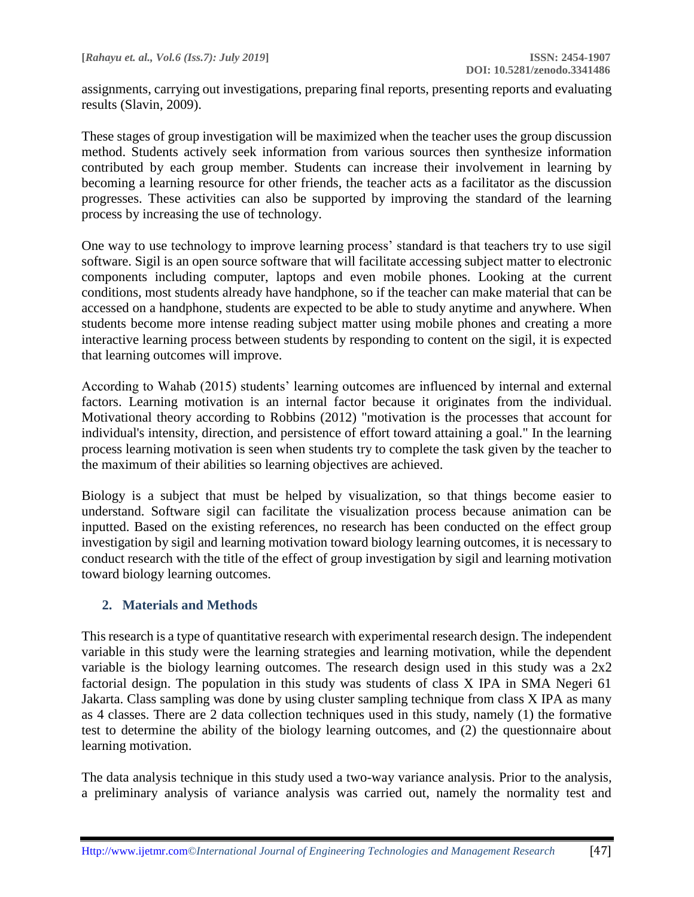assignments, carrying out investigations, preparing final reports, presenting reports and evaluating results (Slavin, 2009).

These stages of group investigation will be maximized when the teacher uses the group discussion method. Students actively seek information from various sources then synthesize information contributed by each group member. Students can increase their involvement in learning by becoming a learning resource for other friends, the teacher acts as a facilitator as the discussion progresses. These activities can also be supported by improving the standard of the learning process by increasing the use of technology.

One way to use technology to improve learning process' standard is that teachers try to use sigil software. Sigil is an open source software that will facilitate accessing subject matter to electronic components including computer, laptops and even mobile phones. Looking at the current conditions, most students already have handphone, so if the teacher can make material that can be accessed on a handphone, students are expected to be able to study anytime and anywhere. When students become more intense reading subject matter using mobile phones and creating a more interactive learning process between students by responding to content on the sigil, it is expected that learning outcomes will improve.

According to Wahab (2015) students' learning outcomes are influenced by internal and external factors. Learning motivation is an internal factor because it originates from the individual. Motivational theory according to Robbins (2012) "motivation is the processes that account for individual's intensity, direction, and persistence of effort toward attaining a goal." In the learning process learning motivation is seen when students try to complete the task given by the teacher to the maximum of their abilities so learning objectives are achieved.

Biology is a subject that must be helped by visualization, so that things become easier to understand. Software sigil can facilitate the visualization process because animation can be inputted. Based on the existing references, no research has been conducted on the effect group investigation by sigil and learning motivation toward biology learning outcomes, it is necessary to conduct research with the title of the effect of group investigation by sigil and learning motivation toward biology learning outcomes.

## 2. Materials and Methods

This research is a type of quantitative research with experimental research design. The independent variable in this study were the learning strategies and learning motivation, while the dependent variable is the biology learning outcomes. The research design used in this study was a 2x2 factorial design. The population in this study was students of class X IPA in SMA Negeri 61 Jakarta. Class sampling was done by using cluster sampling technique from class X IPA as many as 4 classes. There are 2 data collection techniques used in this study, namely (1) the formative test to determine the ability of the biology learning outcomes, and (2) the questionnaire about learning motivation.

The data analysis technique in this study used a two-way variance analysis. Prior to the analysis, a preliminary analysis of variance analysis was carried out, namely the normality test and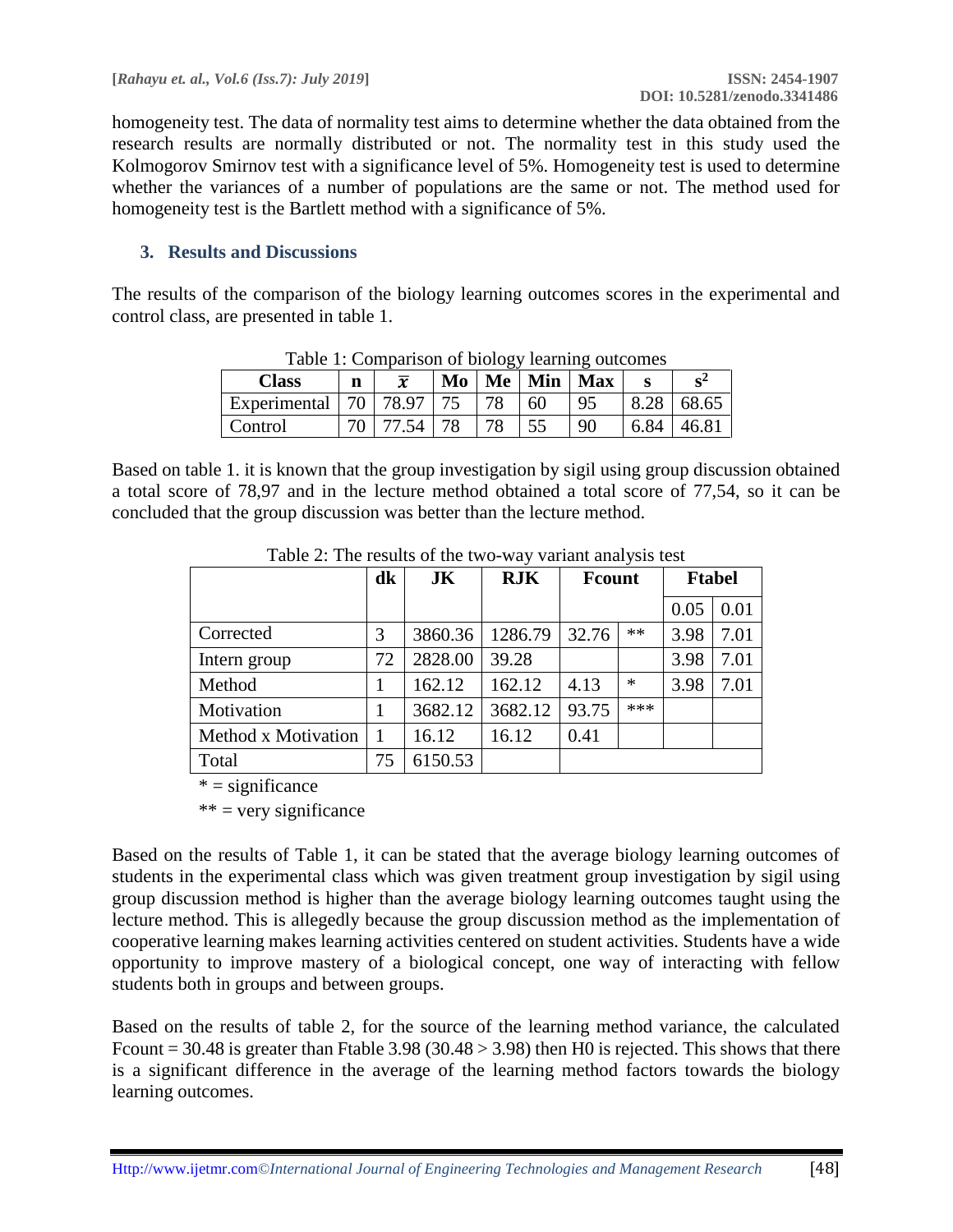homogeneity test. The data of normality test aims to determine whether the data obtained from the research results are normally distributed or not. The normality test in this study used the Kolmogorov Smirnov test with a significance level of 5%. Homogeneity test is used to determine whether the variances of a number of populations are the same or not. The method used for homogeneity test is the Bartlett method with a significance of 5%.

## 3. Results and Discussions

The results of the comparison of the biology learning outcomes scores in the experimental and control class, are presented in table 1.

Table 1: Comparison of biology learning outcomes

| Class | n | $\bar{x}$ | Mo | Me | Min | Max | s | $s^2$ |
|---|---|---|---|---|---|---|---|---|
| Experimental | 70 | 78.97 | 75 | 78 | 60 | 95 | 8.28 | 68.65 |
| Control | 70 | 77.54 | 78 | 78 | 55 | 90 | 6.84 | 46.81 |

Based on table 1. it is known that the group investigation by sigil using group discussion obtained a total score of 78,97 and in the lecture method obtained a total score of 77,54, so it can be concluded that the group discussion was better than the lecture method.

Table 2: The results of the two-way variant analysis test

| | dk | JK | RJK | Fcount | | Ftabel | |
|---|---|---|---|---|---|---|---|
| | | | | | | 0.05 | 0.01 |
| Corrected | 3 | 3860.36 | 1286.79 | 32.76 | ** | 3.98 | 7.01 |
| Intern group | 72 | 2828.00 | 39.28 | | | 3.98 | 7.01 |
| Method | 1 | 162.12 | 162.12 | 4.13 | * | 3.98 | 7.01 |
| Motivation | 1 | 3682.12 | 3682.12 | 93.75 | *** | | |
| Method x Motivation | 1 | 16.12 | 16.12 | 0.41 | | | |
| Total | 75 | 6150.53 | | | | | |

* = significance

** = very significance

Based on the results of Table 1, it can be stated that the average biology learning outcomes of students in the experimental class which was given treatment group investigation by sigil using group discussion method is higher than the average biology learning outcomes taught using the lecture method. This is allegedly because the group discussion method as the implementation of cooperative learning makes learning activities centered on student activities. Students have a wide opportunity to improve mastery of a biological concept, one way of interacting with fellow students both in groups and between groups.

Based on the results of table 2, for the source of the learning method variance, the calculated Fcount = 30.48 is greater than Ftable 3.98 (30.48 > 3.98) then H0 is rejected. This shows that there is a significant difference in the average of the learning method factors towards the biology learning outcomes.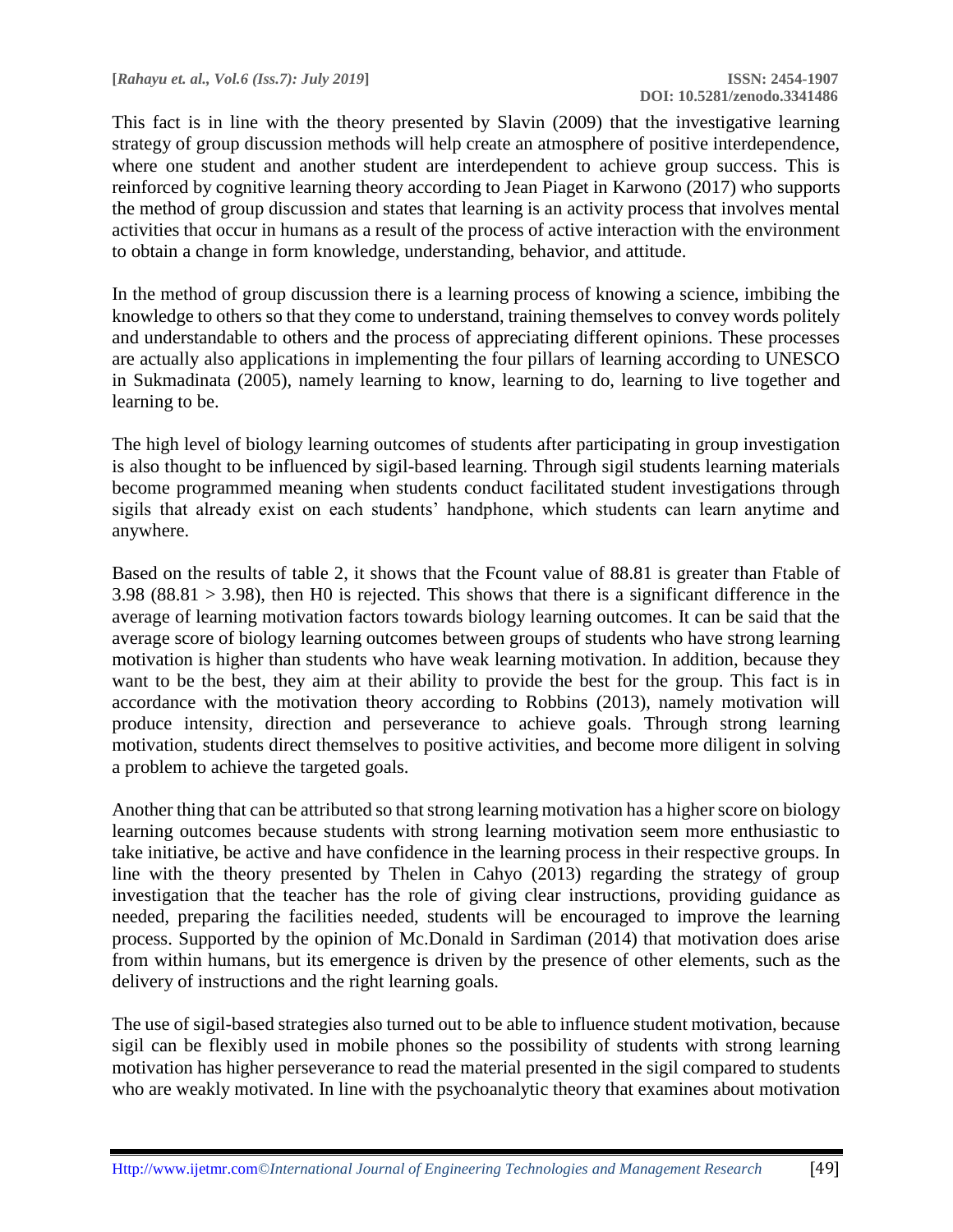This fact is in line with the theory presented by Slavin (2009) that the investigative learning strategy of group discussion methods will help create an atmosphere of positive interdependence, where one student and another student are interdependent to achieve group success. This is reinforced by cognitive learning theory according to Jean Piaget in Karwono (2017) who supports the method of group discussion and states that learning is an activity process that involves mental activities that occur in humans as a result of the process of active interaction with the environment to obtain a change in form knowledge, understanding, behavior, and attitude.

In the method of group discussion there is a learning process of knowing a science, imbibing the knowledge to others so that they come to understand, training themselves to convey words politely and understandable to others and the process of appreciating different opinions. These processes are actually also applications in implementing the four pillars of learning according to UNESCO in Sukmadinata (2005), namely learning to know, learning to do, learning to live together and learning to be.

The high level of biology learning outcomes of students after participating in group investigation is also thought to be influenced by sigil-based learning. Through sigil students learning materials become programmed meaning when students conduct facilitated student investigations through sigils that already exist on each students' handphone, which students can learn anytime and anywhere.

Based on the results of table 2, it shows that the Fcount value of 88.81 is greater than Ftable of 3.98 ($88.81 > 3.98$), then H0 is rejected. This shows that there is a significant difference in the average of learning motivation factors towards biology learning outcomes. It can be said that the average score of biology learning outcomes between groups of students who have strong learning motivation is higher than students who have weak learning motivation. In addition, because they want to be the best, they aim at their ability to provide the best for the group. This fact is in accordance with the motivation theory according to Robbins (2013), namely motivation will produce intensity, direction and perseverance to achieve goals. Through strong learning motivation, students direct themselves to positive activities, and become more diligent in solving a problem to achieve the targeted goals.

Another thing that can be attributed so that strong learning motivation has a higher score on biology learning outcomes because students with strong learning motivation seem more enthusiastic to take initiative, be active and have confidence in the learning process in their respective groups. In line with the theory presented by Thelen in Cahyo (2013) regarding the strategy of group investigation that the teacher has the role of giving clear instructions, providing guidance as needed, preparing the facilities needed, students will be encouraged to improve the learning process. Supported by the opinion of Mc.Donald in Sardiman (2014) that motivation does arise from within humans, but its emergence is driven by the presence of other elements, such as the delivery of instructions and the right learning goals.

The use of sigil-based strategies also turned out to be able to influence student motivation, because sigil can be flexibly used in mobile phones so the possibility of students with strong learning motivation has higher perseverance to read the material presented in the sigil compared to students who are weakly motivated. In line with the psychoanalytic theory that examines about motivation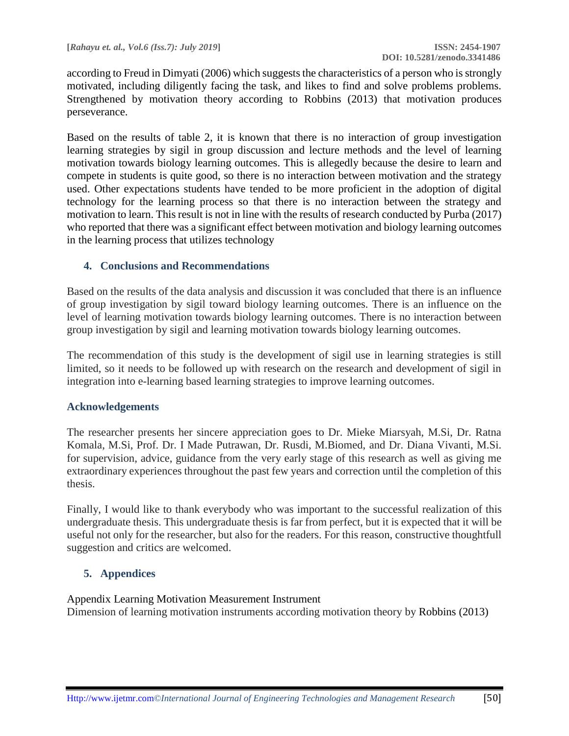according to Freud in Dimyati (2006) which suggests the characteristics of a person who is strongly motivated, including diligently facing the task, and likes to find and solve problems problems. Strengthened by motivation theory according to Robbins (2013) that motivation produces perseverance.

Based on the results of table 2, it is known that there is no interaction of group investigation learning strategies by sigil in group discussion and lecture methods and the level of learning motivation towards biology learning outcomes. This is allegedly because the desire to learn and compete in students is quite good, so there is no interaction between motivation and the strategy used. Other expectations students have tended to be more proficient in the adoption of digital technology for the learning process so that there is no interaction between the strategy and motivation to learn. This result is not in line with the results of research conducted by Purba (2017) who reported that there was a significant effect between motivation and biology learning outcomes in the learning process that utilizes technology

## 4. Conclusions and Recommendations

Based on the results of the data analysis and discussion it was concluded that there is an influence of group investigation by sigil toward biology learning outcomes. There is an influence on the level of learning motivation towards biology learning outcomes. There is no interaction between group investigation by sigil and learning motivation towards biology learning outcomes.

The recommendation of this study is the development of sigil use in learning strategies is still limited, so it needs to be followed up with research on the research and development of sigil in integration into e-learning based learning strategies to improve learning outcomes.

## Acknowledgements

The researcher presents her sincere appreciation goes to Dr. Mieke Miarsyah, M.Si, Dr. Ratna Komala, M.Si, Prof. Dr. I Made Putrawan, Dr. Rusdi, M.Biomed, and Dr. Diana Vivanti, M.Si. for supervision, advice, guidance from the very early stage of this research as well as giving me extraordinary experiences throughout the past few years and correction until the completion of this thesis.

Finally, I would like to thank everybody who was important to the successful realization of this undergraduate thesis. This undergraduate thesis is far from perfect, but it is expected that it will be useful not only for the researcher, but also for the readers. For this reason, constructive thoughtfull suggestion and critics are welcomed.

## 5. Appendices

Appendix Learning Motivation Measurement Instrument

Dimension of learning motivation instruments according motivation theory by Robbins (2013)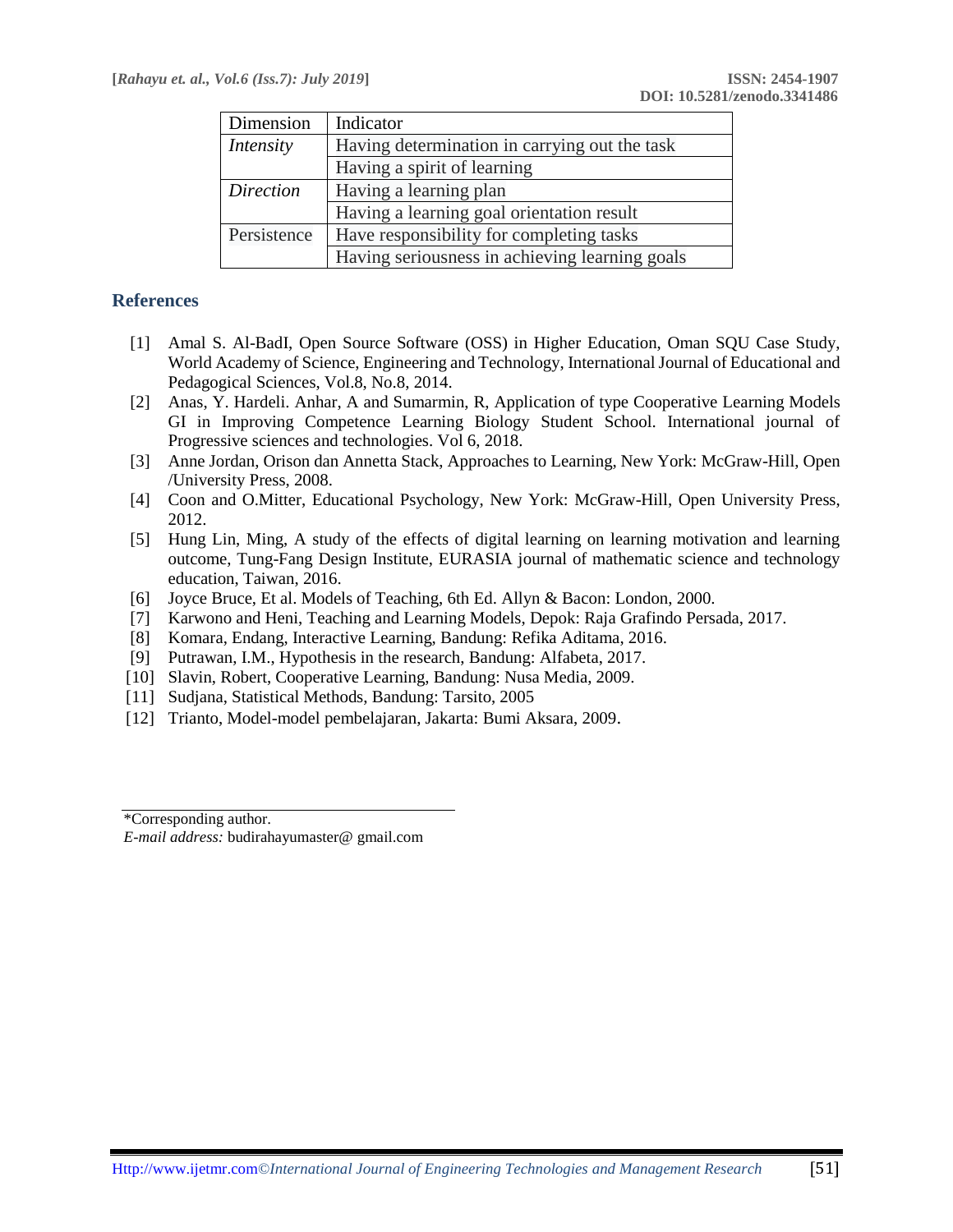| Dimension | Indicator |
|---|---|
| *Intensity* | Having determination in carrying out the task |
| | Having a spirit of learning |
| *Direction* | Having a learning plan |
| | Having a learning goal orientation result |
| Persistence | Have responsibility for completing tasks |
| | Having seriousness in achieving learning goals |

## References

[1] Amal S. Al-BadI, Open Source Software (OSS) in Higher Education, Oman SQU Case Study, World Academy of Science, Engineering and Technology, International Journal of Educational and Pedagogical Sciences, Vol.8, No.8, 2014.

[2] Anas, Y. Hardeli. Anhar, A and Sumarmin, R, Application of type Cooperative Learning Models GI in Improving Competence Learning Biology Student School. International journal of Progressive sciences and technologies. Vol 6, 2018.

[3] Anne Jordan, Orison dan Annetta Stack, Approaches to Learning, New York: McGraw-Hill, Open /University Press, 2008.

[4] Coon and O.Mitter, Educational Psychology, New York: McGraw-Hill, Open University Press, 2012.

[5] Hung Lin, Ming, A study of the effects of digital learning on learning motivation and learning outcome, Tung-Fang Design Institute, EURASIA journal of mathematic science and technology education, Taiwan, 2016.

[6] Joyce Bruce, Et al. Models of Teaching, 6th Ed. Allyn & Bacon: London, 2000.

[7] Karwono and Heni, Teaching and Learning Models, Depok: Raja Grafindo Persada, 2017.

[8] Komara, Endang, Interactive Learning, Bandung: Refika Aditama, 2016.

[9] Putrawan, I.M., Hypothesis in the research, Bandung: Alfabeta, 2017.

[10] Slavin, Robert, Cooperative Learning, Bandung: Nusa Media, 2009.

[11] Sudjana, Statistical Methods, Bandung: Tarsito, 2005

[12] Trianto, Model-model pembelajaran, Jakarta: Bumi Aksara, 2009.

*Corresponding author.

*E-mail address:* budirahayumaster@ gmail.com